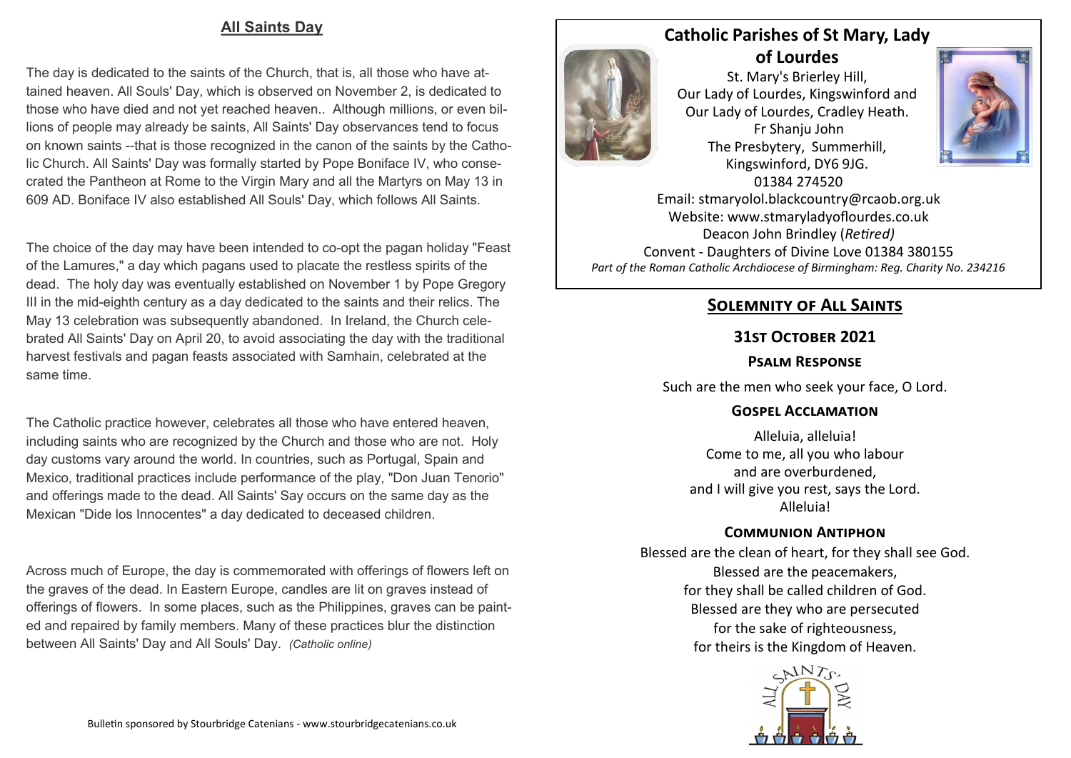## All Saints Day

The day is dedicated to the saints of the Church, that is, all those who have attained heaven. All Souls' Day, which is observed on November 2, is dedicated to those who have died and not yet reached heaven.. Although millions, or even billions of people may already be saints, All Saints' Day observances tend to focus on known saints --that is those recognized in the canon of the saints by the Catholic Church. All Saints' Day was formally started by Pope Boniface IV, who consecrated the Pantheon at Rome to the Virgin Mary and all the Martyrs on May 13 in 609 AD. Boniface IV also established All Souls' Day, which follows All Saints.

The choice of the day may have been intended to co-opt the pagan holiday "Feast of the Lamures," a day which pagans used to placate the restless spirits of the dead. The holy day was eventually established on November 1 by Pope Gregory III in the mid-eighth century as a day dedicated to the saints and their relics. The May 13 celebration was subsequently abandoned. In Ireland, the Church celebrated All Saints' Day on April 20, to avoid associating the day with the traditional harvest festivals and pagan feasts associated with Samhain, celebrated at the same time.

The Catholic practice however, celebrates all those who have entered heaven, including saints who are recognized by the Church and those who are not. Holy day customs vary around the world. In countries, such as Portugal, Spain and Mexico, traditional practices include performance of the play, "Don Juan Tenorio" and offerings made to the dead. All Saints' Say occurs on the same day as the Mexican "Dide los Innocentes" a day dedicated to deceased children.

Across much of Europe, the day is commemorated with offerings of flowers left on the graves of the dead. In Eastern Europe, candles are lit on graves instead of offerings of flowers. In some places, such as the Philippines, graves can be painted and repaired by family members. Many of these practices blur the distinction between All Saints' Day and All Souls' Day. *(Catholic online)*

Bulletin sponsored by Stourbridge Catenians - www.stourbridgecatenians.co.uk

# Catholic Parishes of St Mary, Lady of Lourdes

St. Mary's Brierley Hill,
Our Lady of Lourdes, Kingswinford and
Our Lady of Lourdes, Cradley Heath.
Fr Shanju John
The Presbytery, Summerhill,
Kingswinford, DY6 9JG.
01384 274520
Email: stmaryolol.blackcountry@rcaob.org.uk
Website: www.stmaryladyoflourdes.co.uk
Deacon John Brindley (*Retired)*
Convent - Daughters of Divine Love 01384 380155
*Part of the Roman Catholic Archdiocese of Birmingham: Reg. Charity No. 234216*

## Solemnity of All Saints

### 31st October 2021

### Psalm Response

Such are the men who seek your face, O Lord.

### Gospel Acclamation

Alleluia, alleluia!
Come to me, all you who labour
and are overburdened,
and I will give you rest, says the Lord.
Alleluia!

### Communion Antiphon

Blessed are the clean of heart, for they shall see God.
Blessed are the peacemakers,
for they shall be called children of God.
Blessed are they who are persecuted
for the sake of righteousness,
for theirs is the Kingdom of Heaven.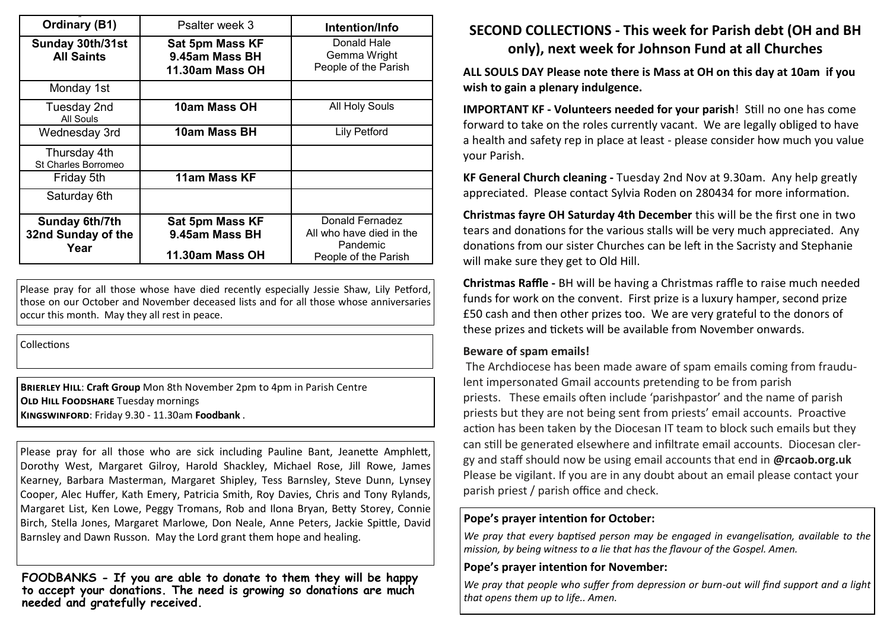| Ordinary (B1) | Psalter week 3 | Intention/Info |
|---|---|---|
| **Sunday 30th/31st All Saints** | **Sat 5pm Mass KF 9.45am Mass BH 11.30am Mass OH** | Donald Hale Gemma Wright People of the Parish |
| Monday 1st | | |
| Tuesday 2nd All Souls | **10am Mass OH** | All Holy Souls |
| Wednesday 3rd | **10am Mass BH** | Lily Petford |
| Thursday 4th St Charles Borromeo | | |
| Friday 5th | **11am Mass KF** | |
| Saturday 6th | | |
| **Sunday 6th/7th 32nd Sunday of the Year** | **Sat 5pm Mass KF 9.45am Mass BH 11.30am Mass OH** | Donald Fernadez All who have died in the Pandemic People of the Parish |

Please pray for all those whose have died recently especially Jessie Shaw, Lily Petford, those on our October and November deceased lists and for all those whose anniversaries occur this month. May they all rest in peace.

Collections

**Brierley Hill**: **Craft Group** Mon 8th November 2pm to 4pm in Parish Centre
**Old Hill Foodshare** Tuesday mornings
**Kingswinford**: Friday 9.30 - 11.30am **Foodbank** .

Please pray for all those who are sick including Pauline Bant, Jeanette Amphlett, Dorothy West, Margaret Gilroy, Harold Shackley, Michael Rose, Jill Rowe, James Kearney, Barbara Masterman, Margaret Shipley, Tess Barnsley, Steve Dunn, Lynsey Cooper, Alec Huffer, Kath Emery, Patricia Smith, Roy Davies, Chris and Tony Rylands, Margaret List, Ken Lowe, Peggy Tromans, Rob and Ilona Bryan, Betty Storey, Connie Birch, Stella Jones, Margaret Marlowe, Don Neale, Anne Peters, Jackie Spittle, David Barnsley and Dawn Russon. May the Lord grant them hope and healing.

**FOODBANKS - If you are able to donate to them they will be happy to accept your donations. The need is growing so donations are much needed and gratefully received.**

## SECOND COLLECTIONS - This week for Parish debt (OH and BH only), next week for Johnson Fund at all Churches

**ALL SOULS DAY Please note there is Mass at OH on this day at 10am if you wish to gain a plenary indulgence.**

**IMPORTANT KF - Volunteers needed for your parish**! Still no one has come forward to take on the roles currently vacant. We are legally obliged to have a health and safety rep in place at least - please consider how much you value your Parish.

**KF General Church cleaning -** Tuesday 2nd Nov at 9.30am. Any help greatly appreciated. Please contact Sylvia Roden on 280434 for more information.

**Christmas fayre OH Saturday 4th December** this will be the first one in two tears and donations for the various stalls will be very much appreciated. Any donations from our sister Churches can be left in the Sacristy and Stephanie will make sure they get to Old Hill.

**Christmas Raffle -** BH will be having a Christmas raffle to raise much needed funds for work on the convent. First prize is a luxury hamper, second prize £50 cash and then other prizes too. We are very grateful to the donors of these prizes and tickets will be available from November onwards.

**Beware of spam emails!**

The Archdiocese has been made aware of spam emails coming from fraudulent impersonated Gmail accounts pretending to be from parish priests. These emails often include 'parishpastor' and the name of parish priests but they are not being sent from priests' email accounts. Proactive action has been taken by the Diocesan IT team to block such emails but they can still be generated elsewhere and infiltrate email accounts. Diocesan clergy and staff should now be using email accounts that end in **@rcaob.org.uk** Please be vigilant. If you are in any doubt about an email please contact your parish priest / parish office and check.

**Pope's prayer intention for October:**

*We pray that every baptised person may be engaged in evangelisation, available to the mission, by being witness to a lie that has the flavour of the Gospel. Amen.*

**Pope's prayer intention for November:**

*We pray that people who suffer from depression or burn-out will find support and a light that opens them up to life.. Amen.*